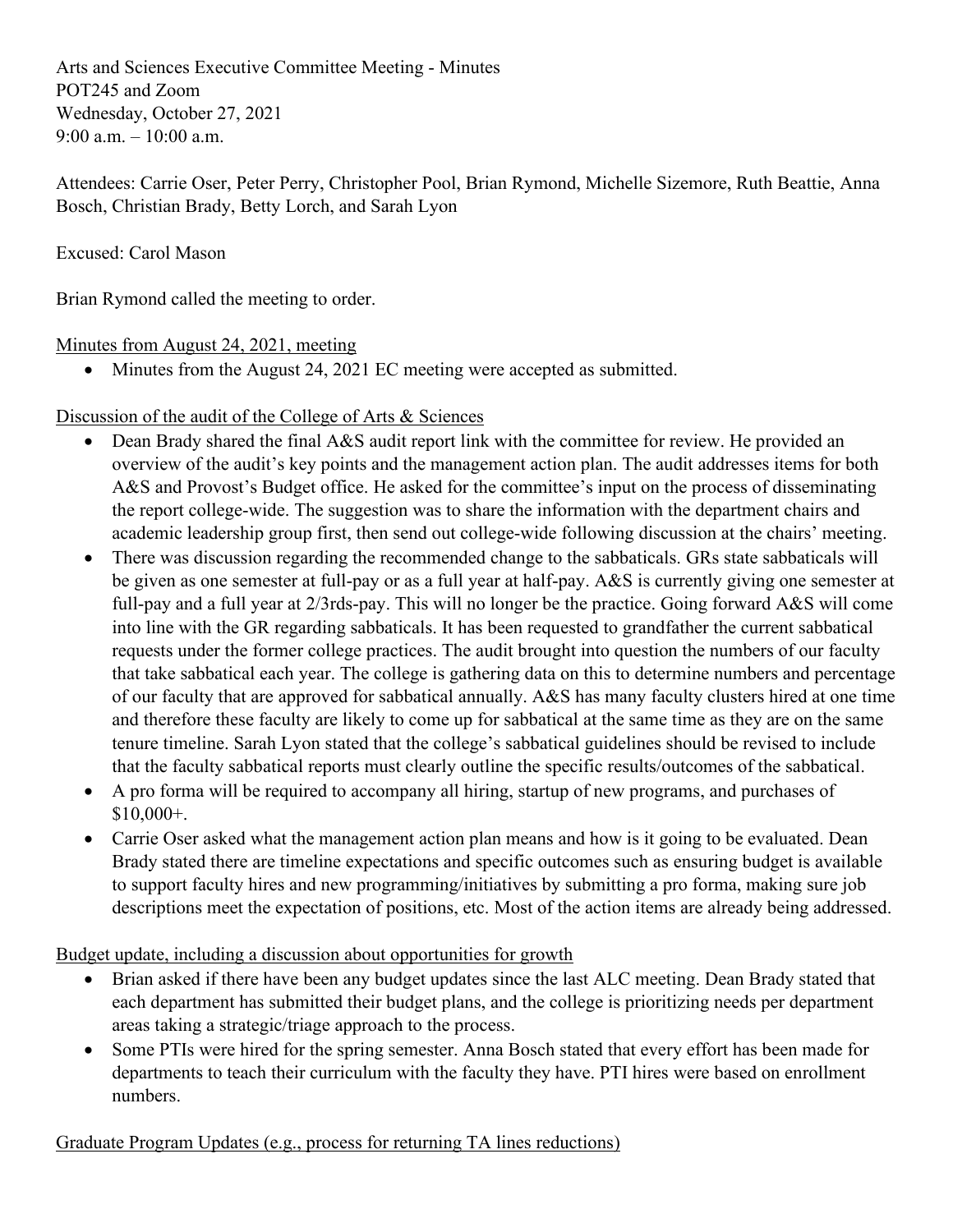Arts and Sciences Executive Committee Meeting - Minutes
POT245 and Zoom
Wednesday, October 27, 2021
9:00 a.m. – 10:00 a.m.

Attendees: Carrie Oser, Peter Perry, Christopher Pool, Brian Rymond, Michelle Sizemore, Ruth Beattie, Anna Bosch, Christian Brady, Betty Lorch, and Sarah Lyon

Excused: Carol Mason

Brian Rymond called the meeting to order.

<u>Minutes from August 24, 2021, meeting</u>

- Minutes from the August 24, 2021 EC meeting were accepted as submitted.

<u>Discussion of the audit of the College of Arts & Sciences</u>

- Dean Brady shared the final A&S audit report link with the committee for review. He provided an overview of the audit's key points and the management action plan. The audit addresses items for both A&S and Provost's Budget office. He asked for the committee's input on the process of disseminating the report college-wide. The suggestion was to share the information with the department chairs and academic leadership group first, then send out college-wide following discussion at the chairs' meeting.
- There was discussion regarding the recommended change to the sabbaticals. GRs state sabbaticals will be given as one semester at full-pay or as a full year at half-pay. A&S is currently giving one semester at full-pay and a full year at 2/3rds-pay. This will no longer be the practice. Going forward A&S will come into line with the GR regarding sabbaticals. It has been requested to grandfather the current sabbatical requests under the former college practices. The audit brought into question the numbers of our faculty that take sabbatical each year. The college is gathering data on this to determine numbers and percentage of our faculty that are approved for sabbatical annually. A&S has many faculty clusters hired at one time and therefore these faculty are likely to come up for sabbatical at the same time as they are on the same tenure timeline. Sarah Lyon stated that the college's sabbatical guidelines should be revised to include that the faculty sabbatical reports must clearly outline the specific results/outcomes of the sabbatical.
- A pro forma will be required to accompany all hiring, startup of new programs, and purchases of $10,000+.
- Carrie Oser asked what the management action plan means and how is it going to be evaluated. Dean Brady stated there are timeline expectations and specific outcomes such as ensuring budget is available to support faculty hires and new programming/initiatives by submitting a pro forma, making sure job descriptions meet the expectation of positions, etc. Most of the action items are already being addressed.

<u>Budget update, including a discussion about opportunities for growth</u>

- Brian asked if there have been any budget updates since the last ALC meeting. Dean Brady stated that each department has submitted their budget plans, and the college is prioritizing needs per department areas taking a strategic/triage approach to the process.
- Some PTIs were hired for the spring semester. Anna Bosch stated that every effort has been made for departments to teach their curriculum with the faculty they have. PTI hires were based on enrollment numbers.

<u>Graduate Program Updates (e.g., process for returning TA lines reductions)</u>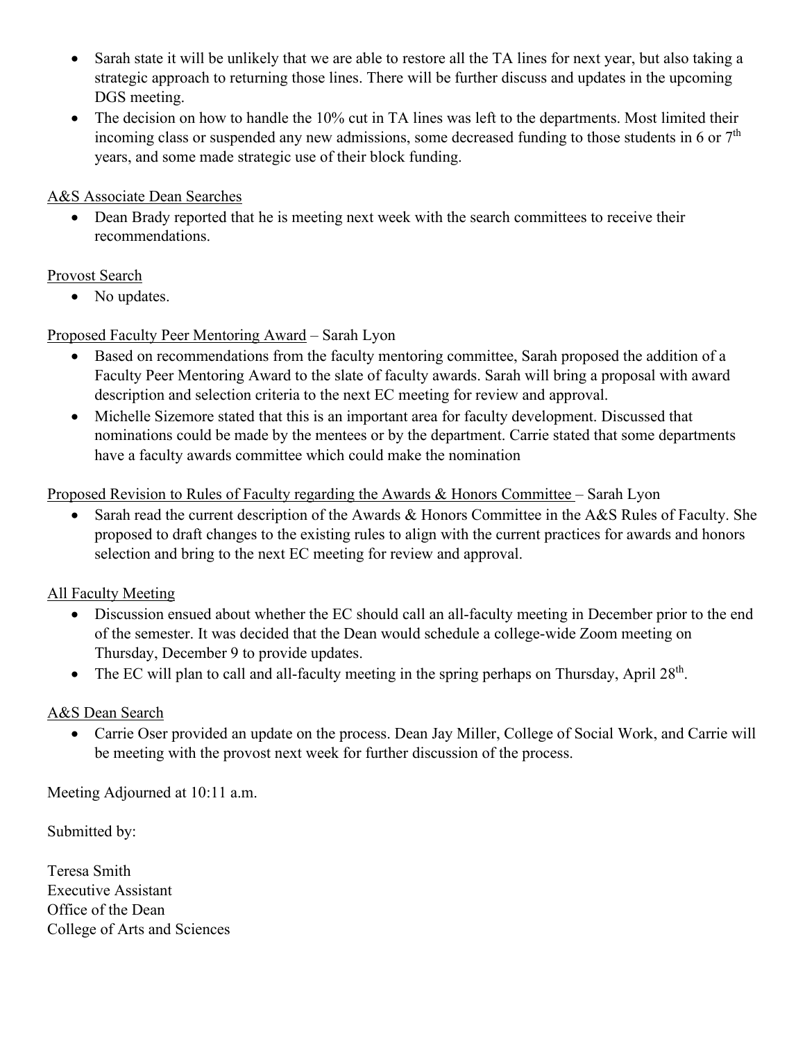- Sarah state it will be unlikely that we are able to restore all the TA lines for next year, but also taking a strategic approach to returning those lines. There will be further discuss and updates in the upcoming DGS meeting.
- The decision on how to handle the 10% cut in TA lines was left to the departments. Most limited their incoming class or suspended any new admissions, some decreased funding to those students in 6 or 7th years, and some made strategic use of their block funding.

<u>A&S Associate Dean Searches</u>

- Dean Brady reported that he is meeting next week with the search committees to receive their recommendations.

<u>Provost Search</u>

- No updates.

<u>Proposed Faculty Peer Mentoring Award</u> – Sarah Lyon

- Based on recommendations from the faculty mentoring committee, Sarah proposed the addition of a Faculty Peer Mentoring Award to the slate of faculty awards. Sarah will bring a proposal with award description and selection criteria to the next EC meeting for review and approval.
- Michelle Sizemore stated that this is an important area for faculty development. Discussed that nominations could be made by the mentees or by the department. Carrie stated that some departments have a faculty awards committee which could make the nomination

<u>Proposed Revision to Rules of Faculty regarding the Awards & Honors Committee</u> – Sarah Lyon

- Sarah read the current description of the Awards & Honors Committee in the A&S Rules of Faculty. She proposed to draft changes to the existing rules to align with the current practices for awards and honors selection and bring to the next EC meeting for review and approval.

<u>All Faculty Meeting</u>

- Discussion ensued about whether the EC should call an all-faculty meeting in December prior to the end of the semester. It was decided that the Dean would schedule a college-wide Zoom meeting on Thursday, December 9 to provide updates.
- The EC will plan to call and all-faculty meeting in the spring perhaps on Thursday, April 28th.

<u>A&S Dean Search</u>

- Carrie Oser provided an update on the process. Dean Jay Miller, College of Social Work, and Carrie will be meeting with the provost next week for further discussion of the process.

Meeting Adjourned at 10:11 a.m.

Submitted by:

Teresa Smith
Executive Assistant
Office of the Dean
College of Arts and Sciences